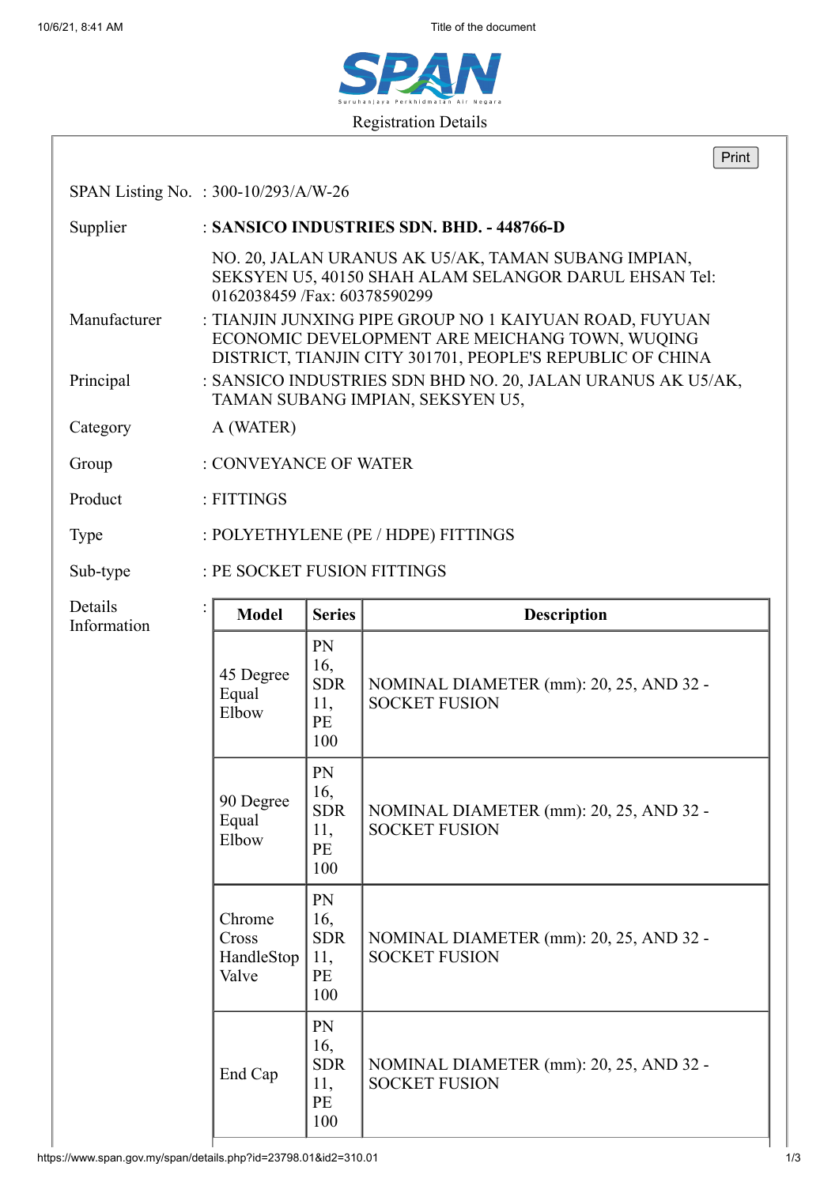# Registration Details

| | |
|---|---|
| SPAN Listing No. | : 300-10/293/A/W-26 |
| Supplier | : **SANSICO INDUSTRIES SDN. BHD. - 448766-D** |
| | NO. 20, JALAN URANUS AK U5/AK, TAMAN SUBANG IMPIAN, SEKSYEN U5, 40150 SHAH ALAM SELANGOR DARUL EHSAN Tel: 0162038459 /Fax: 60378590299 |
| Manufacturer | : TIANJIN JUNXING PIPE GROUP NO 1 KAIYUAN ROAD, FUYUAN ECONOMIC DEVELOPMENT ARE MEICHANG TOWN, WUQING DISTRICT, TIANJIN CITY 301701, PEOPLE'S REPUBLIC OF CHINA |
| Principal | : SANSICO INDUSTRIES SDN BHD NO. 20, JALAN URANUS AK U5/AK, TAMAN SUBANG IMPIAN, SEKSYEN U5, |
| Category | A (WATER) |
| Group | : CONVEYANCE OF WATER |
| Product | : FITTINGS |
| Type | : POLYETHYLENE (PE / HDPE) FITTINGS |
| Sub-type | : PE SOCKET FUSION FITTINGS |

Details Information :

| Model | Series | Description |
|---|---|---|
| 45 Degree Equal Elbow | PN 16, SDR 11, PE 100 | NOMINAL DIAMETER (mm): 20, 25, AND 32 - SOCKET FUSION |
| 90 Degree Equal Elbow | PN 16, SDR 11, PE 100 | NOMINAL DIAMETER (mm): 20, 25, AND 32 - SOCKET FUSION |
| Chrome Cross HandleStop Valve | PN 16, SDR 11, PE 100 | NOMINAL DIAMETER (mm): 20, 25, AND 32 - SOCKET FUSION |
| End Cap | PN 16, SDR 11, PE 100 | NOMINAL DIAMETER (mm): 20, 25, AND 32 - SOCKET FUSION |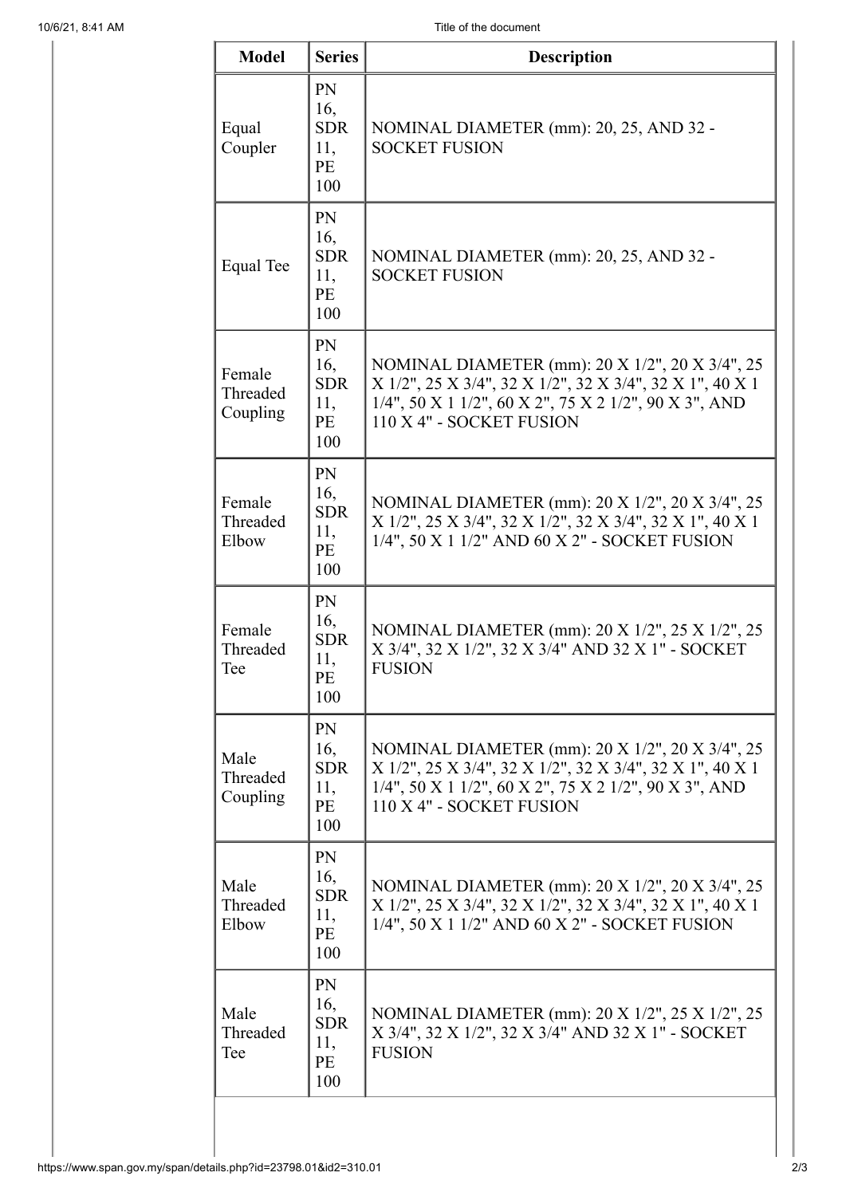| Model | Series | Description |
| --- | --- | --- |
| Equal Coupler | PN 16, SDR 11, PE 100 | NOMINAL DIAMETER (mm): 20, 25, AND 32 - SOCKET FUSION |
| Equal Tee | PN 16, SDR 11, PE 100 | NOMINAL DIAMETER (mm): 20, 25, AND 32 - SOCKET FUSION |
| Female Threaded Coupling | PN 16, SDR 11, PE 100 | NOMINAL DIAMETER (mm): 20 X 1/2", 20 X 3/4", 25 X 1/2", 25 X 3/4", 32 X 1/2", 32 X 3/4", 32 X 1", 40 X 1 1/4", 50 X 1 1/2", 60 X 2", 75 X 2 1/2", 90 X 3", AND 110 X 4" - SOCKET FUSION |
| Female Threaded Elbow | PN 16, SDR 11, PE 100 | NOMINAL DIAMETER (mm): 20 X 1/2", 20 X 3/4", 25 X 1/2", 25 X 3/4", 32 X 1/2", 32 X 3/4", 32 X 1", 40 X 1 1/4", 50 X 1 1/2" AND 60 X 2" - SOCKET FUSION |
| Female Threaded Tee | PN 16, SDR 11, PE 100 | NOMINAL DIAMETER (mm): 20 X 1/2", 25 X 1/2", 25 X 3/4", 32 X 1/2", 32 X 3/4" AND 32 X 1" - SOCKET FUSION |
| Male Threaded Coupling | PN 16, SDR 11, PE 100 | NOMINAL DIAMETER (mm): 20 X 1/2", 20 X 3/4", 25 X 1/2", 25 X 3/4", 32 X 1/2", 32 X 3/4", 32 X 1", 40 X 1 1/4", 50 X 1 1/2", 60 X 2", 75 X 2 1/2", 90 X 3", AND 110 X 4" - SOCKET FUSION |
| Male Threaded Elbow | PN 16, SDR 11, PE 100 | NOMINAL DIAMETER (mm): 20 X 1/2", 20 X 3/4", 25 X 1/2", 25 X 3/4", 32 X 1/2", 32 X 3/4", 32 X 1", 40 X 1 1/4", 50 X 1 1/2" AND 60 X 2" - SOCKET FUSION |
| Male Threaded Tee | PN 16, SDR 11, PE 100 | NOMINAL DIAMETER (mm): 20 X 1/2", 25 X 1/2", 25 X 3/4", 32 X 1/2", 32 X 3/4" AND 32 X 1" - SOCKET FUSION |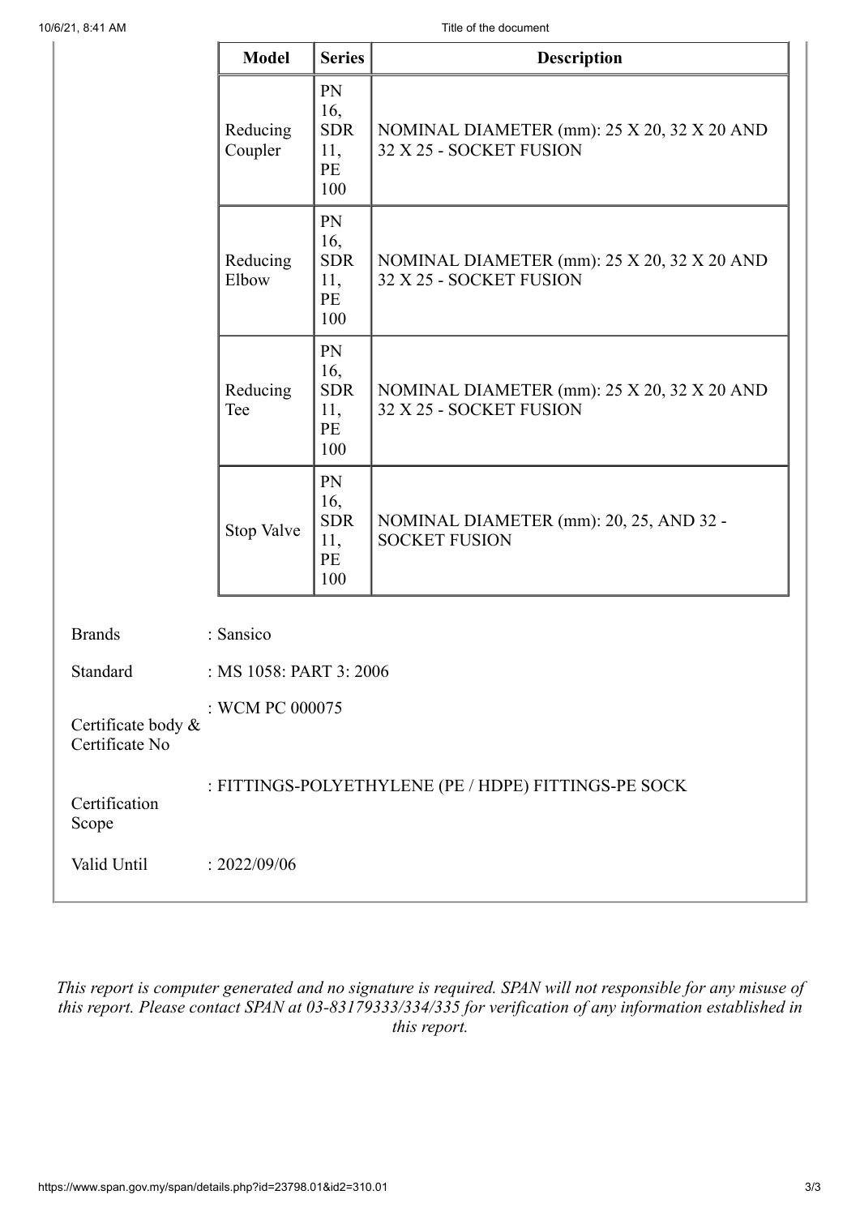| Model | Series | Description |
| --- | --- | --- |
| Reducing Coupler | PN 16, SDR 11, PE 100 | NOMINAL DIAMETER (mm): 25 X 20, 32 X 20 AND 32 X 25 - SOCKET FUSION |
| Reducing Elbow | PN 16, SDR 11, PE 100 | NOMINAL DIAMETER (mm): 25 X 20, 32 X 20 AND 32 X 25 - SOCKET FUSION |
| Reducing Tee | PN 16, SDR 11, PE 100 | NOMINAL DIAMETER (mm): 25 X 20, 32 X 20 AND 32 X 25 - SOCKET FUSION |
| Stop Valve | PN 16, SDR 11, PE 100 | NOMINAL DIAMETER (mm): 20, 25, AND 32 - SOCKET FUSION |

| | |
| --- | --- |
| Brands | : Sansico |
| Standard | : MS 1058: PART 3: 2006 |
| Certificate body & Certificate No | : WCM PC 000075 |
| Certification Scope | : FITTINGS-POLYETHYLENE (PE / HDPE) FITTINGS-PE SOCK |
| Valid Until | : 2022/09/06 |

*This report is computer generated and no signature is required. SPAN will not responsible for any misuse of this report. Please contact SPAN at 03-83179333/334/335 for verification of any information established in this report.*